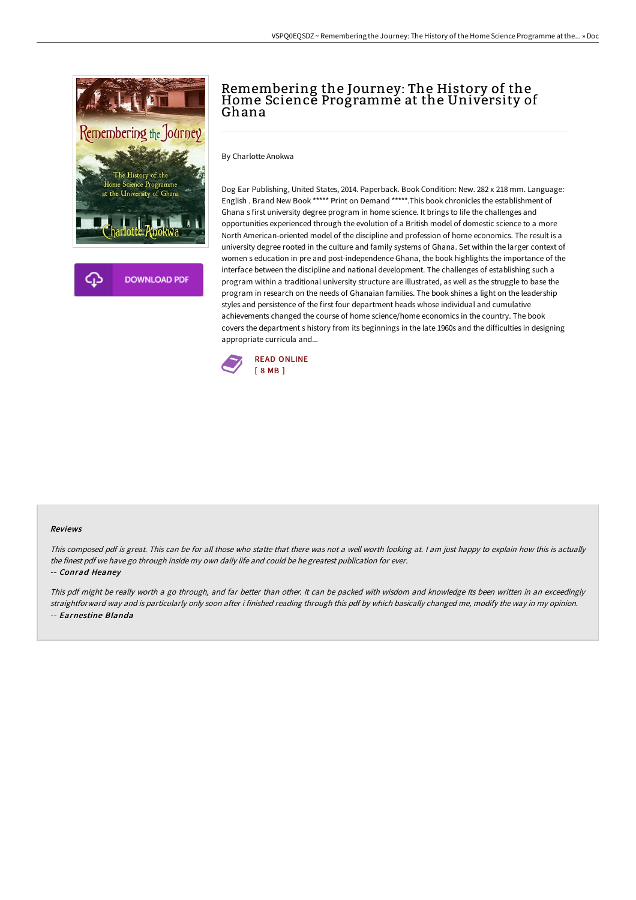# Remembering the Journey: The History of the Home Science Programme at the University of Ghana

By Charlotte Anokwa

Dog Ear Publishing, United States, 2014. Paperback. Book Condition: New. 282 x 218 mm. Language: English . Brand New Book ***** Print on Demand *****.This book chronicles the establishment of Ghana s first university degree program in home science. It brings to life the challenges and opportunities experienced through the evolution of a British model of domestic science to a more North American-oriented model of the discipline and profession of home economics. The result is a university degree rooted in the culture and family systems of Ghana. Set within the larger context of women s education in pre and post-independence Ghana, the book highlights the importance of the interface between the discipline and national development. The challenges of establishing such a program within a traditional university structure are illustrated, as well as the struggle to base the program in research on the needs of Ghanaian families. The book shines a light on the leadership styles and persistence of the first four department heads whose individual and cumulative achievements changed the course of home science/home economics in the country. The book covers the department s history from its beginnings in the late 1960s and the difficulties in designing appropriate curricula and...

READ ONLINE
[ 8 MB ]

### Reviews

*This composed pdf is great. This can be for all those who statte that there was not a well worth looking at. I am just happy to explain how this is actually the finest pdf we have go through inside my own daily life and could be he greatest publication for ever.*

*-- Conrad Heaney*

*This pdf might be really worth a go through, and far better than other. It can be packed with wisdom and knowledge Its been written in an exceedingly straightforward way and is particularly only soon after i finished reading through this pdf by which basically changed me, modify the way in my opinion.*

*-- Earnestine Blanda*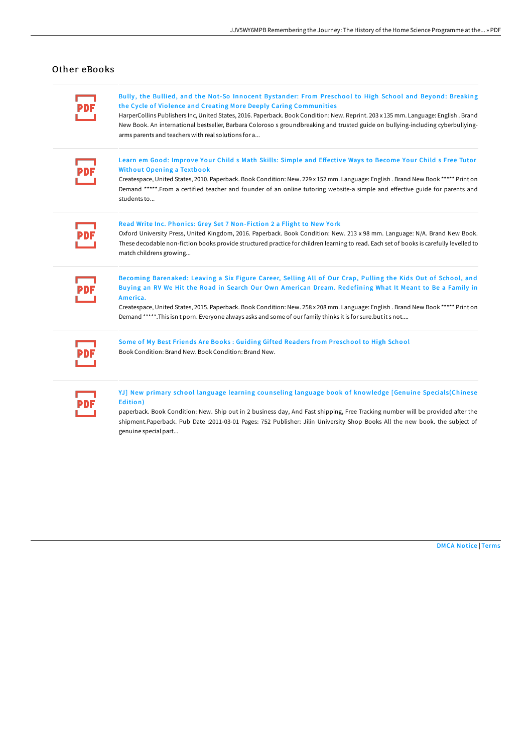## Other eBooks

**Bully, the Bullied, and the Not-So Innocent Bystander: From Preschool to High School and Beyond: Breaking the Cycle of Violence and Creating More Deeply Caring Communities**

HarperCollins Publishers Inc, United States, 2016. Paperback. Book Condition: New. Reprint. 203 x 135 mm. Language: English . Brand New Book. An international bestseller, Barbara Coloroso s groundbreaking and trusted guide on bullying-including cyberbullying-arms parents and teachers with real solutions for a...

**Learn em Good: Improve Your Child s Math Skills: Simple and Effective Ways to Become Your Child s Free Tutor Without Opening a Textbook**

Createspace, United States, 2010. Paperback. Book Condition: New. 229 x 152 mm. Language: English . Brand New Book ***** Print on Demand *****.From a certified teacher and founder of an online tutoring website-a simple and effective guide for parents and students to...

**Read Write Inc. Phonics: Grey Set 7 Non-Fiction 2 a Flight to New York**

Oxford University Press, United Kingdom, 2016. Paperback. Book Condition: New. 213 x 98 mm. Language: N/A. Brand New Book. These decodable non-fiction books provide structured practice for children learning to read. Each set of books is carefully levelled to match childrens growing...

**Becoming Barenaked: Leaving a Six Figure Career, Selling All of Our Crap, Pulling the Kids Out of School, and Buying an RV We Hit the Road in Search Our Own American Dream. Redefining What It Meant to Be a Family in America.**

Createspace, United States, 2015. Paperback. Book Condition: New. 258 x 208 mm. Language: English . Brand New Book ***** Print on Demand *****.This isn t porn. Everyone always asks and some of our family thinks it is for sure.but it s not....

**Some of My Best Friends Are Books : Guiding Gifted Readers from Preschool to High School**

Book Condition: Brand New. Book Condition: Brand New.

**YJ] New primary school language learning counseling language book of knowledge [Genuine Specials(Chinese Edition)**

paperback. Book Condition: New. Ship out in 2 business day, And Fast shipping, Free Tracking number will be provided after the shipment.Paperback. Pub Date :2011-03-01 Pages: 752 Publisher: Jilin University Shop Books All the new book. the subject of genuine special part...

DMCA Notice | Terms